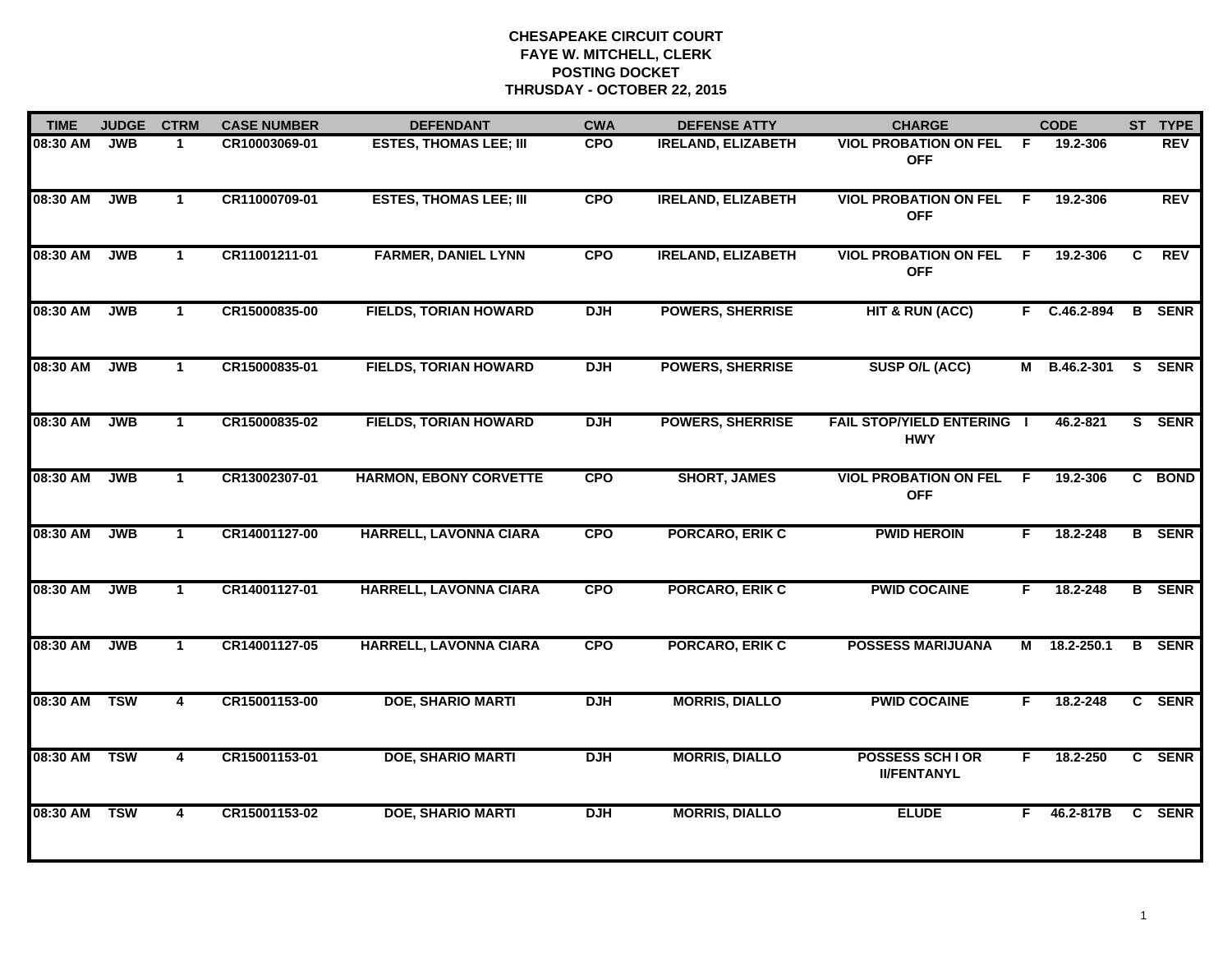**CHESAPEAKE CIRCUIT COURT**
**FAYE W. MITCHELL, CLERK**
**POSTING DOCKET**
**THRUSDAY - OCTOBER 22, 2015**

| TIME | JUDGE | CTRM | CASE NUMBER | DEFENDANT | CWA | DEFENSE ATTY | CHARGE | | CODE | ST | TYPE |
|---|---|---|---|---|---|---|---|---|---|---|---|
| 08:30 AM | JWB | 1 | CR10003069-01 | ESTES, THOMAS LEE; III | CPO | IRELAND, ELIZABETH | VIOL PROBATION ON FEL OFF | F | 19.2-306 | | REV |
| 08:30 AM | JWB | 1 | CR11000709-01 | ESTES, THOMAS LEE; III | CPO | IRELAND, ELIZABETH | VIOL PROBATION ON FEL OFF | F | 19.2-306 | | REV |
| 08:30 AM | JWB | 1 | CR11001211-01 | FARMER, DANIEL LYNN | CPO | IRELAND, ELIZABETH | VIOL PROBATION ON FEL OFF | F | 19.2-306 | C | REV |
| 08:30 AM | JWB | 1 | CR15000835-00 | FIELDS, TORIAN HOWARD | DJH | POWERS, SHERRISE | HIT & RUN (ACC) | F | C.46.2-894 | B | SENR |
| 08:30 AM | JWB | 1 | CR15000835-01 | FIELDS, TORIAN HOWARD | DJH | POWERS, SHERRISE | SUSP O/L (ACC) | M | B.46.2-301 | S | SENR |
| 08:30 AM | JWB | 1 | CR15000835-02 | FIELDS, TORIAN HOWARD | DJH | POWERS, SHERRISE | FAIL STOP/YIELD ENTERING HWY | I | 46.2-821 | S | SENR |
| 08:30 AM | JWB | 1 | CR13002307-01 | HARMON, EBONY CORVETTE | CPO | SHORT, JAMES | VIOL PROBATION ON FEL OFF | F | 19.2-306 | C | BOND |
| 08:30 AM | JWB | 1 | CR14001127-00 | HARRELL, LAVONNA CIARA | CPO | PORCARO, ERIK C | PWID HEROIN | F | 18.2-248 | B | SENR |
| 08:30 AM | JWB | 1 | CR14001127-01 | HARRELL, LAVONNA CIARA | CPO | PORCARO, ERIK C | PWID COCAINE | F | 18.2-248 | B | SENR |
| 08:30 AM | JWB | 1 | CR14001127-05 | HARRELL, LAVONNA CIARA | CPO | PORCARO, ERIK C | POSSESS MARIJUANA | M | 18.2-250.1 | B | SENR |
| 08:30 AM | TSW | 4 | CR15001153-00 | DOE, SHARIO MARTI | DJH | MORRIS, DIALLO | PWID COCAINE | F | 18.2-248 | C | SENR |
| 08:30 AM | TSW | 4 | CR15001153-01 | DOE, SHARIO MARTI | DJH | MORRIS, DIALLO | POSSESS SCH I OR II/FENTANYL | F | 18.2-250 | C | SENR |
| 08:30 AM | TSW | 4 | CR15001153-02 | DOE, SHARIO MARTI | DJH | MORRIS, DIALLO | ELUDE | F | 46.2-817B | C | SENR |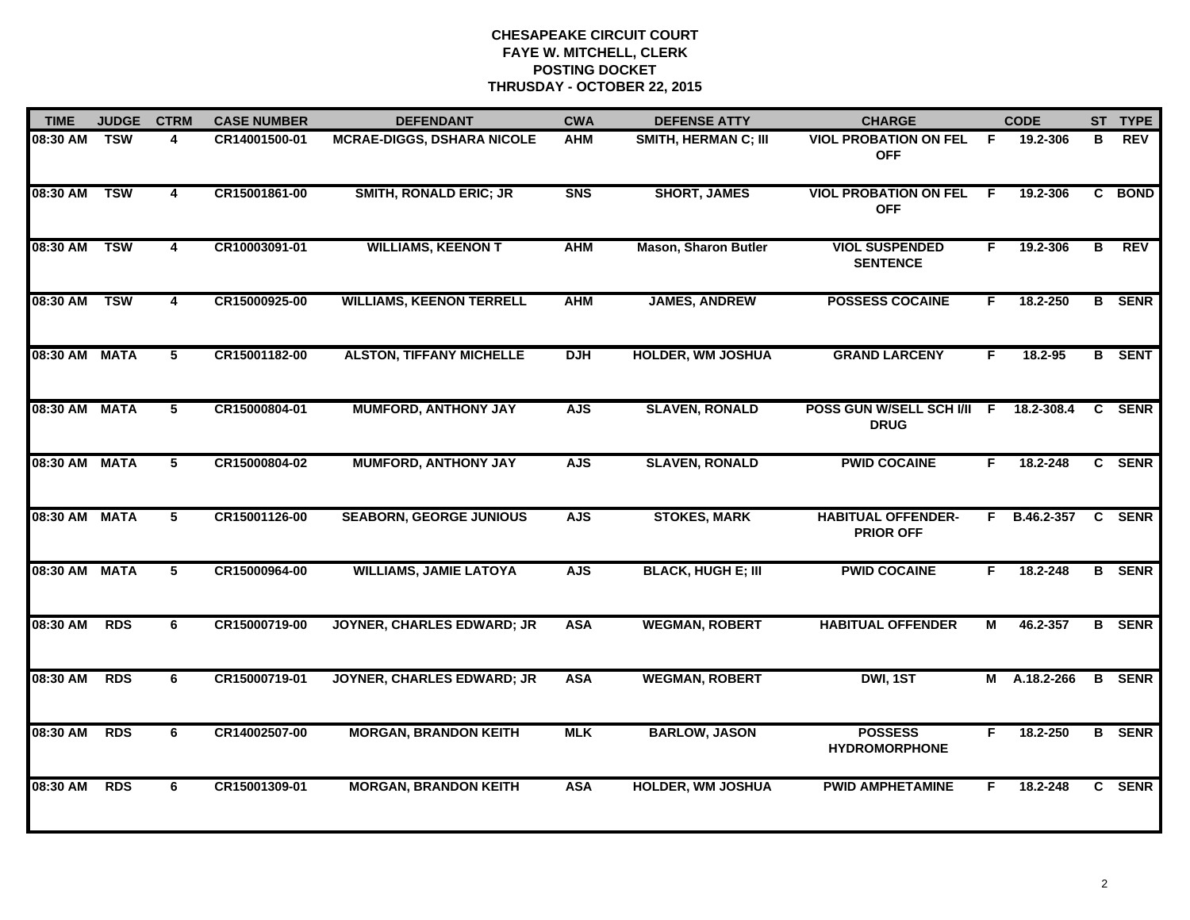**CHESAPEAKE CIRCUIT COURT**
**FAYE W. MITCHELL, CLERK**
**POSTING DOCKET**
**THRUSDAY - OCTOBER 22, 2015**

| TIME | JUDGE | CTRM | CASE NUMBER | DEFENDANT | CWA | DEFENSE ATTY | CHARGE | | CODE | ST | TYPE |
|---|---|---|---|---|---|---|---|---|---|---|---|
| 08:30 AM | TSW | 4 | CR14001500-01 | MCRAE-DIGGS, DSHARA NICOLE | AHM | SMITH, HERMAN C; III | VIOL PROBATION ON FEL OFF | F | 19.2-306 | B | REV |
| 08:30 AM | TSW | 4 | CR15001861-00 | SMITH, RONALD ERIC; JR | SNS | SHORT, JAMES | VIOL PROBATION ON FEL OFF | F | 19.2-306 | C | BOND |
| 08:30 AM | TSW | 4 | CR10003091-01 | WILLIAMS, KEENON T | AHM | Mason, Sharon Butler | VIOL SUSPENDED SENTENCE | F | 19.2-306 | B | REV |
| 08:30 AM | TSW | 4 | CR15000925-00 | WILLIAMS, KEENON TERRELL | AHM | JAMES, ANDREW | POSSESS COCAINE | F | 18.2-250 | B | SENR |
| 08:30 AM | MATA | 5 | CR15001182-00 | ALSTON, TIFFANY MICHELLE | DJH | HOLDER, WM JOSHUA | GRAND LARCENY | F | 18.2-95 | B | SENT |
| 08:30 AM | MATA | 5 | CR15000804-01 | MUMFORD, ANTHONY JAY | AJS | SLAVEN, RONALD | POSS GUN W/SELL SCH I/II DRUG | F | 18.2-308.4 | C | SENR |
| 08:30 AM | MATA | 5 | CR15000804-02 | MUMFORD, ANTHONY JAY | AJS | SLAVEN, RONALD | PWID COCAINE | F | 18.2-248 | C | SENR |
| 08:30 AM | MATA | 5 | CR15001126-00 | SEABORN, GEORGE JUNIOUS | AJS | STOKES, MARK | HABITUAL OFFENDER-PRIOR OFF | F | B.46.2-357 | C | SENR |
| 08:30 AM | MATA | 5 | CR15000964-00 | WILLIAMS, JAMIE LATOYA | AJS | BLACK, HUGH E; III | PWID COCAINE | F | 18.2-248 | B | SENR |
| 08:30 AM | RDS | 6 | CR15000719-00 | JOYNER, CHARLES EDWARD; JR | ASA | WEGMAN, ROBERT | HABITUAL OFFENDER | M | 46.2-357 | B | SENR |
| 08:30 AM | RDS | 6 | CR15000719-01 | JOYNER, CHARLES EDWARD; JR | ASA | WEGMAN, ROBERT | DWI, 1ST | M | A.18.2-266 | B | SENR |
| 08:30 AM | RDS | 6 | CR14002507-00 | MORGAN, BRANDON KEITH | MLK | BARLOW, JASON | POSSESS HYDROMORPHONE | F | 18.2-250 | B | SENR |
| 08:30 AM | RDS | 6 | CR15001309-01 | MORGAN, BRANDON KEITH | ASA | HOLDER, WM JOSHUA | PWID AMPHETAMINE | F | 18.2-248 | C | SENR |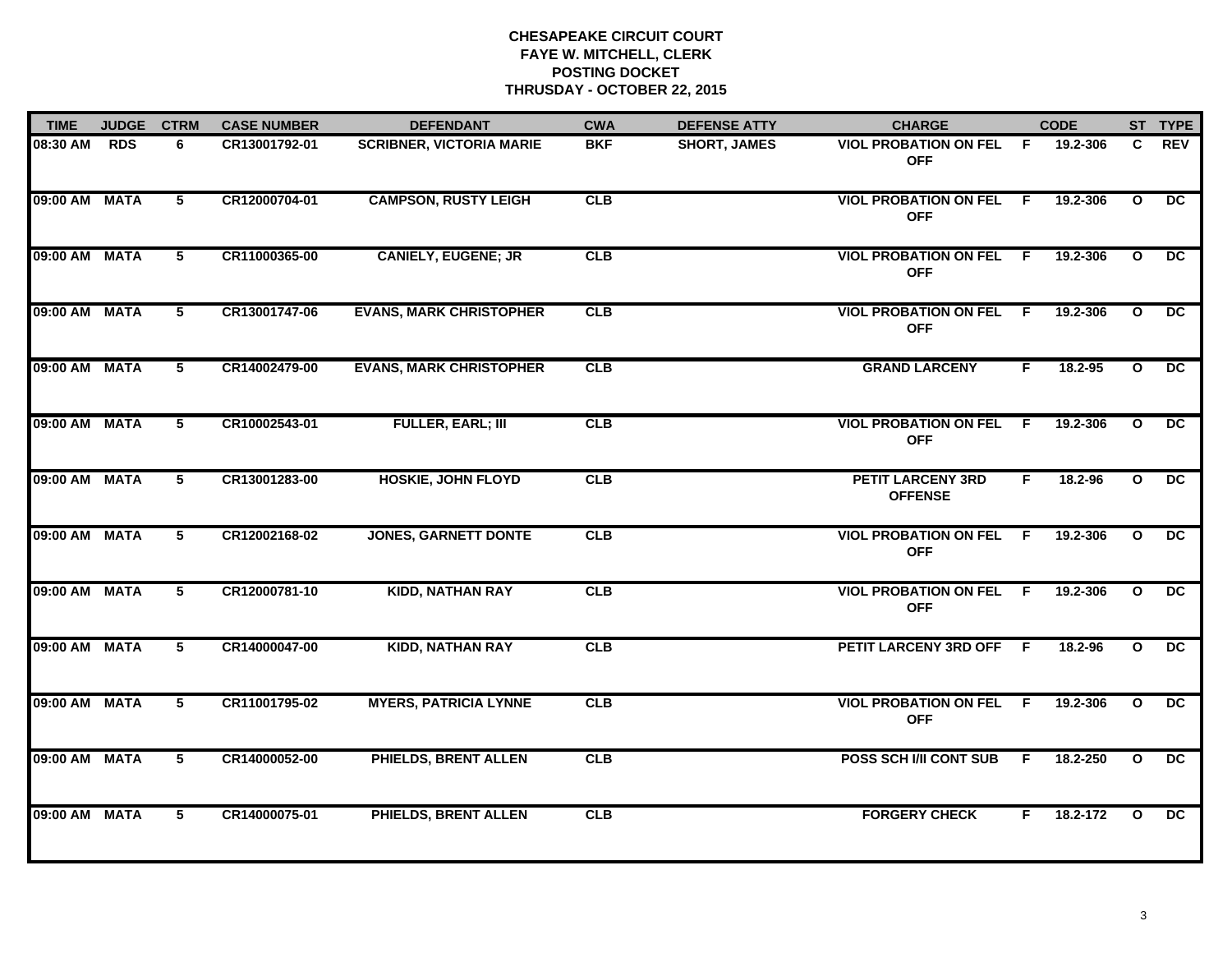**CHESAPEAKE CIRCUIT COURT**
**FAYE W. MITCHELL, CLERK**
**POSTING DOCKET**
**THRUSDAY - OCTOBER 22, 2015**

| TIME | JUDGE | CTRM | CASE NUMBER | DEFENDANT | CWA | DEFENSE ATTY | CHARGE | | CODE | ST | TYPE |
|---|---|---|---|---|---|---|---|---|---|---|---|
| 08:30 AM | RDS | 6 | CR13001792-01 | SCRIBNER, VICTORIA MARIE | BKF | SHORT, JAMES | VIOL PROBATION ON FEL OFF | F | 19.2-306 | C | REV |
| 09:00 AM | MATA | 5 | CR12000704-01 | CAMPSON, RUSTY LEIGH | CLB | | VIOL PROBATION ON FEL OFF | F | 19.2-306 | O | DC |
| 09:00 AM | MATA | 5 | CR11000365-00 | CANIELY, EUGENE; JR | CLB | | VIOL PROBATION ON FEL OFF | F | 19.2-306 | O | DC |
| 09:00 AM | MATA | 5 | CR13001747-06 | EVANS, MARK CHRISTOPHER | CLB | | VIOL PROBATION ON FEL OFF | F | 19.2-306 | O | DC |
| 09:00 AM | MATA | 5 | CR14002479-00 | EVANS, MARK CHRISTOPHER | CLB | | GRAND LARCENY | F | 18.2-95 | O | DC |
| 09:00 AM | MATA | 5 | CR10002543-01 | FULLER, EARL; III | CLB | | VIOL PROBATION ON FEL OFF | F | 19.2-306 | O | DC |
| 09:00 AM | MATA | 5 | CR13001283-00 | HOSKIE, JOHN FLOYD | CLB | | PETIT LARCENY 3RD OFFENSE | F | 18.2-96 | O | DC |
| 09:00 AM | MATA | 5 | CR12002168-02 | JONES, GARNETT DONTE | CLB | | VIOL PROBATION ON FEL OFF | F | 19.2-306 | O | DC |
| 09:00 AM | MATA | 5 | CR12000781-10 | KIDD, NATHAN RAY | CLB | | VIOL PROBATION ON FEL OFF | F | 19.2-306 | O | DC |
| 09:00 AM | MATA | 5 | CR14000047-00 | KIDD, NATHAN RAY | CLB | | PETIT LARCENY 3RD OFF | F | 18.2-96 | O | DC |
| 09:00 AM | MATA | 5 | CR11001795-02 | MYERS, PATRICIA LYNNE | CLB | | VIOL PROBATION ON FEL OFF | F | 19.2-306 | O | DC |
| 09:00 AM | MATA | 5 | CR14000052-00 | PHIELDS, BRENT ALLEN | CLB | | POSS SCH I/II CONT SUB | F | 18.2-250 | O | DC |
| 09:00 AM | MATA | 5 | CR14000075-01 | PHIELDS, BRENT ALLEN | CLB | | FORGERY CHECK | F | 18.2-172 | O | DC |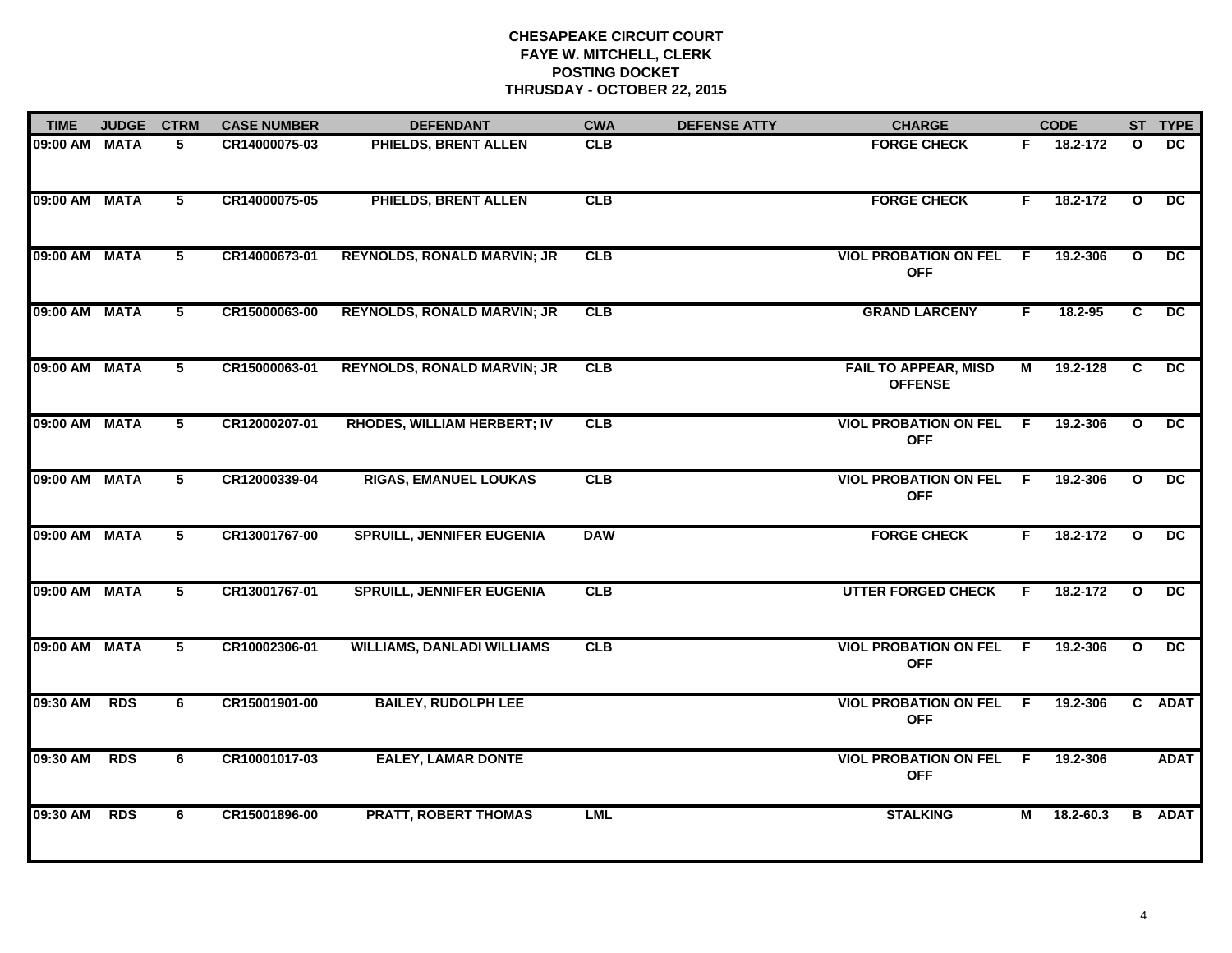**CHESAPEAKE CIRCUIT COURT**
**FAYE W. MITCHELL, CLERK**
**POSTING DOCKET**
**THRUSDAY - OCTOBER 22, 2015**

| TIME | JUDGE | CTRM | CASE NUMBER | DEFENDANT | CWA | DEFENSE ATTY | CHARGE | | CODE | ST | TYPE |
|---|---|---|---|---|---|---|---|---|---|---|---|
| 09:00 AM | MATA | 5 | CR14000075-03 | PHIELDS, BRENT ALLEN | CLB | | FORGE CHECK | F | 18.2-172 | O | DC |
| 09:00 AM | MATA | 5 | CR14000075-05 | PHIELDS, BRENT ALLEN | CLB | | FORGE CHECK | F | 18.2-172 | O | DC |
| 09:00 AM | MATA | 5 | CR14000673-01 | REYNOLDS, RONALD MARVIN; JR | CLB | | VIOL PROBATION ON FEL OFF | F | 19.2-306 | O | DC |
| 09:00 AM | MATA | 5 | CR15000063-00 | REYNOLDS, RONALD MARVIN; JR | CLB | | GRAND LARCENY | F | 18.2-95 | C | DC |
| 09:00 AM | MATA | 5 | CR15000063-01 | REYNOLDS, RONALD MARVIN; JR | CLB | | FAIL TO APPEAR, MISD OFFENSE | M | 19.2-128 | C | DC |
| 09:00 AM | MATA | 5 | CR12000207-01 | RHODES, WILLIAM HERBERT; IV | CLB | | VIOL PROBATION ON FEL OFF | F | 19.2-306 | O | DC |
| 09:00 AM | MATA | 5 | CR12000339-04 | RIGAS, EMANUEL LOUKAS | CLB | | VIOL PROBATION ON FEL OFF | F | 19.2-306 | O | DC |
| 09:00 AM | MATA | 5 | CR13001767-00 | SPRUILL, JENNIFER EUGENIA | DAW | | FORGE CHECK | F | 18.2-172 | O | DC |
| 09:00 AM | MATA | 5 | CR13001767-01 | SPRUILL, JENNIFER EUGENIA | CLB | | UTTER FORGED CHECK | F | 18.2-172 | O | DC |
| 09:00 AM | MATA | 5 | CR10002306-01 | WILLIAMS, DANLADI WILLIAMS | CLB | | VIOL PROBATION ON FEL OFF | F | 19.2-306 | O | DC |
| 09:30 AM | RDS | 6 | CR15001901-00 | BAILEY, RUDOLPH LEE | | | VIOL PROBATION ON FEL OFF | F | 19.2-306 | C | ADAT |
| 09:30 AM | RDS | 6 | CR10001017-03 | EALEY, LAMAR DONTE | | | VIOL PROBATION ON FEL OFF | F | 19.2-306 | | ADAT |
| 09:30 AM | RDS | 6 | CR15001896-00 | PRATT, ROBERT THOMAS | LML | | STALKING | M | 18.2-60.3 | B | ADAT |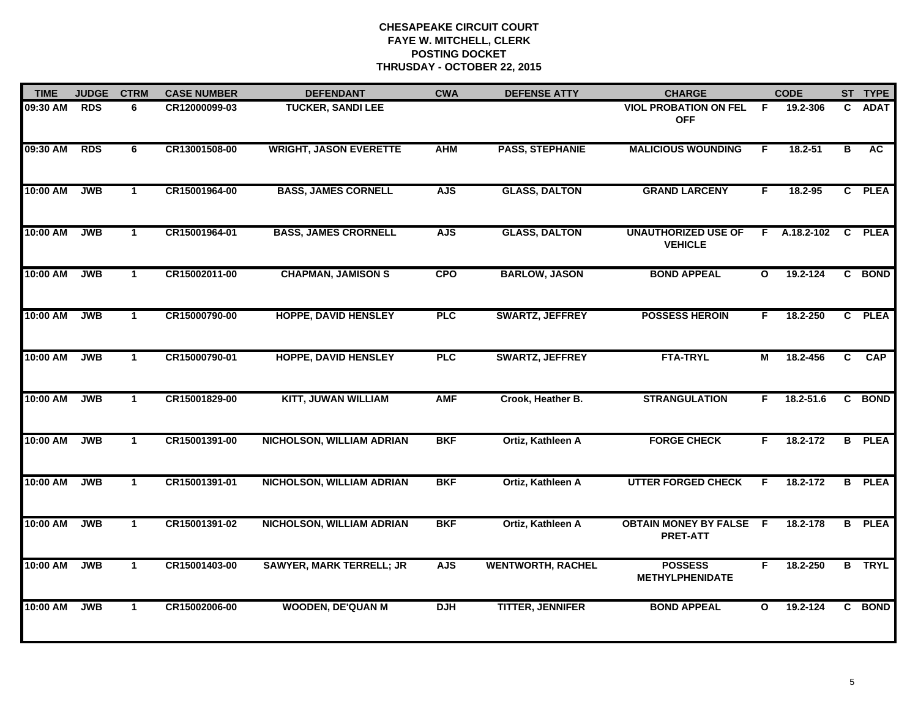# CHESAPEAKE CIRCUIT COURT
## FAYE W. MITCHELL, CLERK
## POSTING DOCKET
## THRUSDAY - OCTOBER 22, 2015

| TIME | JUDGE | CTRM | CASE NUMBER | DEFENDANT | CWA | DEFENSE ATTY | CHARGE | | CODE | ST | TYPE |
|---|---|---|---|---|---|---|---|---|---|---|---|
| 09:30 AM | RDS | 6 | CR12000099-03 | TUCKER, SANDI LEE | | | VIOL PROBATION ON FEL OFF | F | 19.2-306 | C | ADAT |
| 09:30 AM | RDS | 6 | CR13001508-00 | WRIGHT, JASON EVERETTE | AHM | PASS, STEPHANIE | MALICIOUS WOUNDING | F | 18.2-51 | B | AC |
| 10:00 AM | JWB | 1 | CR15001964-00 | BASS, JAMES CORNELL | AJS | GLASS, DALTON | GRAND LARCENY | F | 18.2-95 | C | PLEA |
| 10:00 AM | JWB | 1 | CR15001964-01 | BASS, JAMES CRORNELL | AJS | GLASS, DALTON | UNAUTHORIZED USE OF VEHICLE | F | A.18.2-102 | C | PLEA |
| 10:00 AM | JWB | 1 | CR15002011-00 | CHAPMAN, JAMISON S | CPO | BARLOW, JASON | BOND APPEAL | O | 19.2-124 | C | BOND |
| 10:00 AM | JWB | 1 | CR15000790-00 | HOPPE, DAVID HENSLEY | PLC | SWARTZ, JEFFREY | POSSESS HEROIN | F | 18.2-250 | C | PLEA |
| 10:00 AM | JWB | 1 | CR15000790-01 | HOPPE, DAVID HENSLEY | PLC | SWARTZ, JEFFREY | FTA-TRYL | M | 18.2-456 | C | CAP |
| 10:00 AM | JWB | 1 | CR15001829-00 | KITT, JUWAN WILLIAM | AMF | Crook, Heather B. | STRANGULATION | F | 18.2-51.6 | C | BOND |
| 10:00 AM | JWB | 1 | CR15001391-00 | NICHOLSON, WILLIAM ADRIAN | BKF | Ortiz, Kathleen A | FORGE CHECK | F | 18.2-172 | B | PLEA |
| 10:00 AM | JWB | 1 | CR15001391-01 | NICHOLSON, WILLIAM ADRIAN | BKF | Ortiz, Kathleen A | UTTER FORGED CHECK | F | 18.2-172 | B | PLEA |
| 10:00 AM | JWB | 1 | CR15001391-02 | NICHOLSON, WILLIAM ADRIAN | BKF | Ortiz, Kathleen A | OBTAIN MONEY BY FALSE PRET-ATT | F | 18.2-178 | B | PLEA |
| 10:00 AM | JWB | 1 | CR15001403-00 | SAWYER, MARK TERRELL; JR | AJS | WENTWORTH, RACHEL | POSSESS METHYLPHENIDATE | F | 18.2-250 | B | TRYL |
| 10:00 AM | JWB | 1 | CR15002006-00 | WOODEN, DE'QUAN M | DJH | TITTER, JENNIFER | BOND APPEAL | O | 19.2-124 | C | BOND |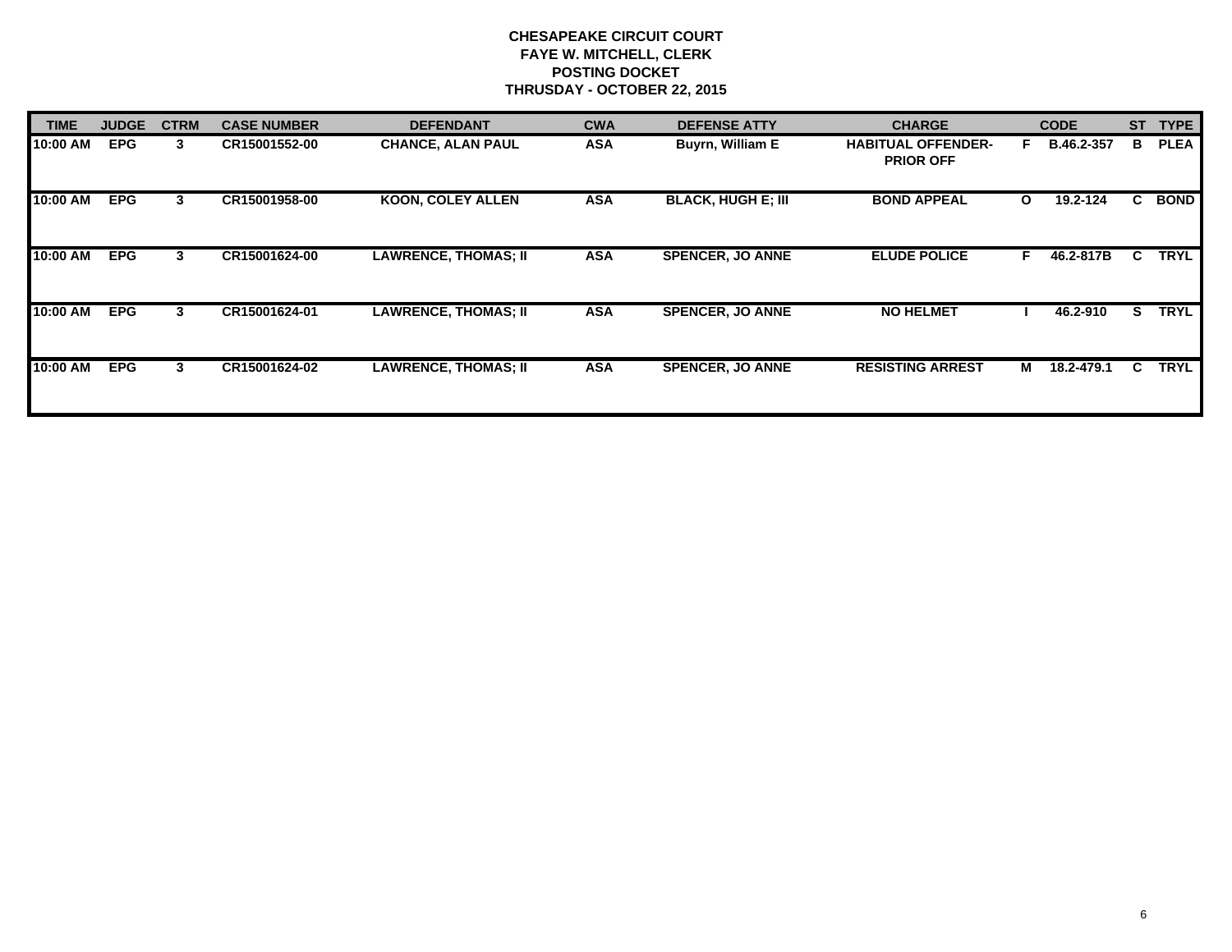**CHESAPEAKE CIRCUIT COURT**
**FAYE W. MITCHELL, CLERK**
**POSTING DOCKET**
**THRUSDAY - OCTOBER 22, 2015**

| TIME | JUDGE | CTRM | CASE NUMBER | DEFENDANT | CWA | DEFENSE ATTY | CHARGE | | CODE | ST | TYPE |
|---|---|---|---|---|---|---|---|---|---|---|---|
| 10:00 AM | EPG | 3 | CR15001552-00 | CHANCE, ALAN PAUL | ASA | Buyrn, William E | HABITUAL OFFENDER-PRIOR OFF | F | B.46.2-357 | B | PLEA |
| 10:00 AM | EPG | 3 | CR15001958-00 | KOON, COLEY ALLEN | ASA | BLACK, HUGH E; III | BOND APPEAL | O | 19.2-124 | C | BOND |
| 10:00 AM | EPG | 3 | CR15001624-00 | LAWRENCE, THOMAS; II | ASA | SPENCER, JO ANNE | ELUDE POLICE | F | 46.2-817B | C | TRYL |
| 10:00 AM | EPG | 3 | CR15001624-01 | LAWRENCE, THOMAS; II | ASA | SPENCER, JO ANNE | NO HELMET | I | 46.2-910 | S | TRYL |
| 10:00 AM | EPG | 3 | CR15001624-02 | LAWRENCE, THOMAS; II | ASA | SPENCER, JO ANNE | RESISTING ARREST | M | 18.2-479.1 | C | TRYL |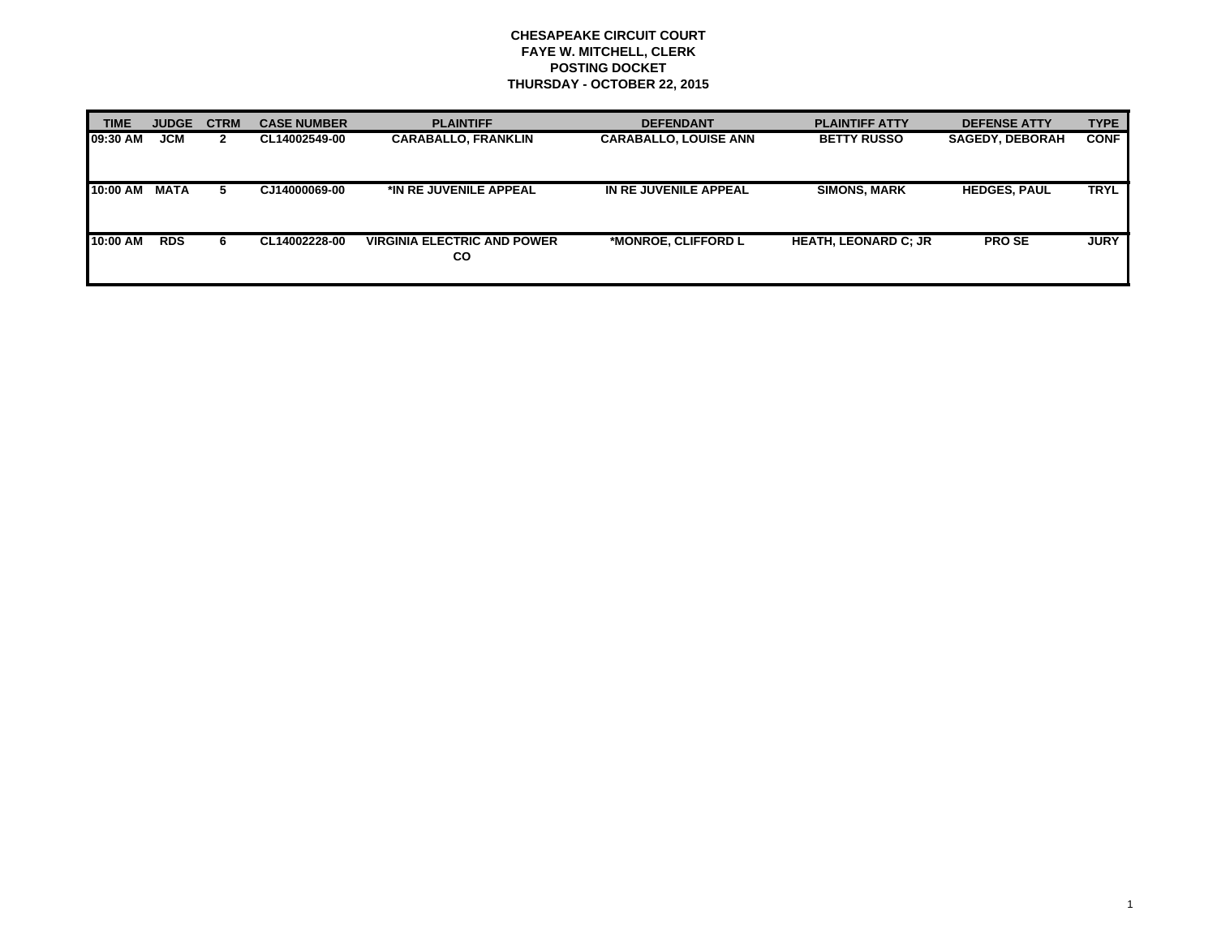**CHESAPEAKE CIRCUIT COURT**
**FAYE W. MITCHELL, CLERK**
**POSTING DOCKET**
**THURSDAY - OCTOBER 22, 2015**

| TIME | JUDGE | CTRM | CASE NUMBER | PLAINTIFF | DEFENDANT | PLAINTIFF ATTY | DEFENSE ATTY | TYPE |
|---|---|---|---|---|---|---|---|---|
| 09:30 AM | JCM | 2 | CL14002549-00 | CARABALLO, FRANKLIN | CARABALLO, LOUISE ANN | BETTY RUSSO | SAGEDY, DEBORAH | CONF |
| 10:00 AM | MATA | 5 | CJ14000069-00 | *IN RE JUVENILE APPEAL | IN RE JUVENILE APPEAL | SIMONS, MARK | HEDGES, PAUL | TRYL |
| 10:00 AM | RDS | 6 | CL14002228-00 | VIRGINIA ELECTRIC AND POWER CO | *MONROE, CLIFFORD L | HEATH, LEONARD C; JR | PRO SE | JURY |